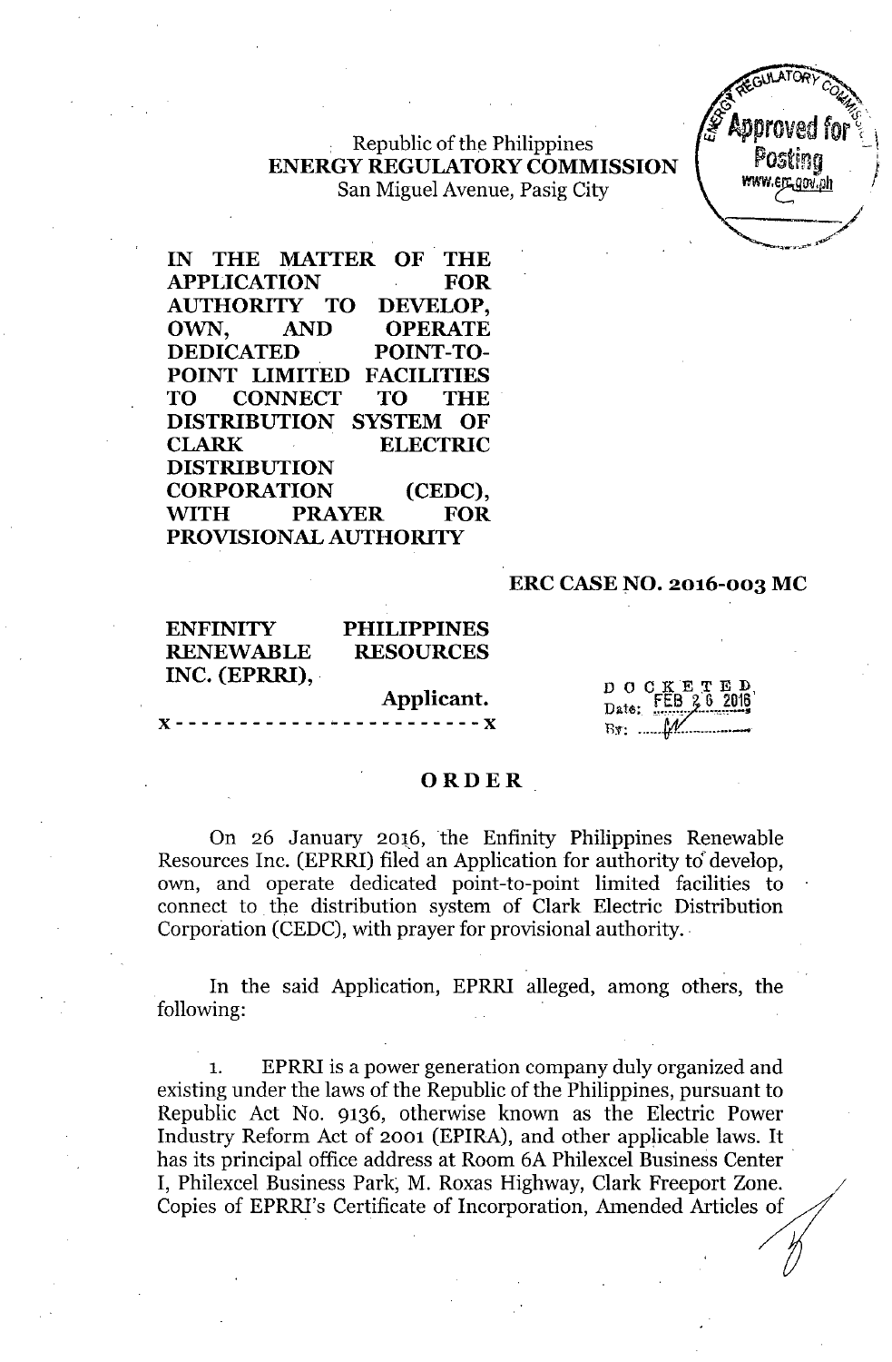Republic of the Philippines
**ENERGY REGULATORY COMMISSION**
San Miguel Avenue, Pasig City

**IN THE MATTER OF THE APPLICATION FOR AUTHORITY TO DEVELOP, OWN, AND OPERATE DEDICATED POINT-TO-POINT LIMITED FACILITIES TO CONNECT TO THE DISTRIBUTION SYSTEM OF CLARK ELECTRIC DISTRIBUTION CORPORATION (CEDC), WITH PRAYER FOR PROVISIONAL AUTHORITY**

**ERC CASE NO. 2016-003 MC**

**ENFINITY PHILIPPINES RENEWABLE RESOURCES INC. (EPRRI),**

**Applicant.**

x - - - - - - - - - - - - - - - - - - - - - - - - x

DOCKETED
Date: FEB 26 2016
By: ____

## ORDER

On 26 January 2016, the Enfinity Philippines Renewable Resources Inc. (EPRRI) filed an Application for authority to develop, own, and operate dedicated point-to-point limited facilities to connect to the distribution system of Clark Electric Distribution Corporation (CEDC), with prayer for provisional authority.

In the said Application, EPRRI alleged, among others, the following:

1. EPRRI is a power generation company duly organized and existing under the laws of the Republic of the Philippines, pursuant to Republic Act No. 9136, otherwise known as the Electric Power Industry Reform Act of 2001 (EPIRA), and other applicable laws. It has its principal office address at Room 6A Philexcel Business Center I, Philexcel Business Park, M. Roxas Highway, Clark Freeport Zone. Copies of EPRRI's Certificate of Incorporation, Amended Articles of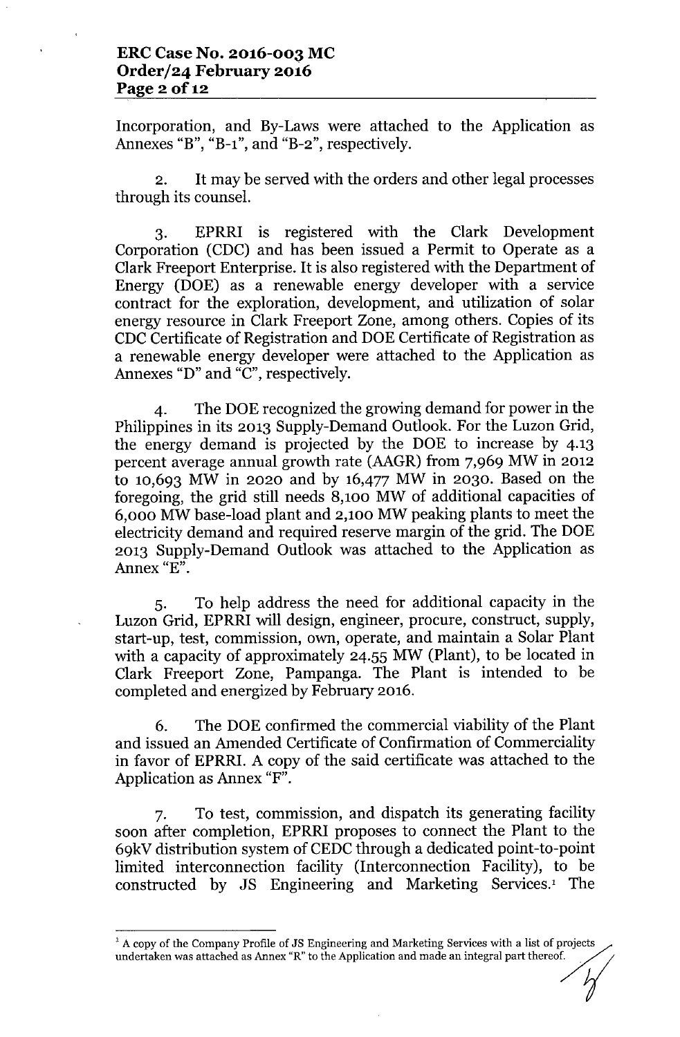Incorporation, and By-Laws were attached to the Application as Annexes "B", "B-1", and "B-2", respectively.

2. It may be served with the orders and other legal processes through its counsel.

3. EPRRI is registered with the Clark Development Corporation (CDC) and has been issued a Permit to Operate as a Clark Freeport Enterprise. It is also registered with the Department of Energy (DOE) as a renewable energy developer with a service contract for the exploration, development, and utilization of solar energy resource in Clark Freeport Zone, among others. Copies of its CDC Certificate of Registration and DOE Certificate of Registration as a renewable energy developer were attached to the Application as Annexes "D" and "C", respectively.

4. The DOE recognized the growing demand for power in the Philippines in its 2013 Supply-Demand Outlook. For the Luzon Grid, the energy demand is projected by the DOE to increase by 4.13 percent average annual growth rate (AAGR) from 7,969 MW in 2012 to 10,693 MW in 2020 and by 16,477 MW in 2030. Based on the foregoing, the grid still needs 8,100 MW of additional capacities of 6,000 MW base-load plant and 2,100 MW peaking plants to meet the electricity demand and required reserve margin of the grid. The DOE 2013 Supply-Demand Outlook was attached to the Application as Annex "E".

5. To help address the need for additional capacity in the Luzon Grid, EPRRI will design, engineer, procure, construct, supply, start-up, test, commission, own, operate, and maintain a Solar Plant with a capacity of approximately 24.55 MW (Plant), to be located in Clark Freeport Zone, Pampanga. The Plant is intended to be completed and energized by February 2016.

6. The DOE confirmed the commercial viability of the Plant and issued an Amended Certificate of Confirmation of Commerciality in favor of EPRRI. A copy of the said certificate was attached to the Application as Annex "F".

7. To test, commission, and dispatch its generating facility soon after completion, EPRRI proposes to connect the Plant to the 69kV distribution system of CEDC through a dedicated point-to-point limited interconnection facility (Interconnection Facility), to be constructed by JS Engineering and Marketing Services.[1] The

[1] A copy of the Company Profile of JS Engineering and Marketing Services with a list of projects undertaken was attached as Annex "R" to the Application and made an integral part thereof.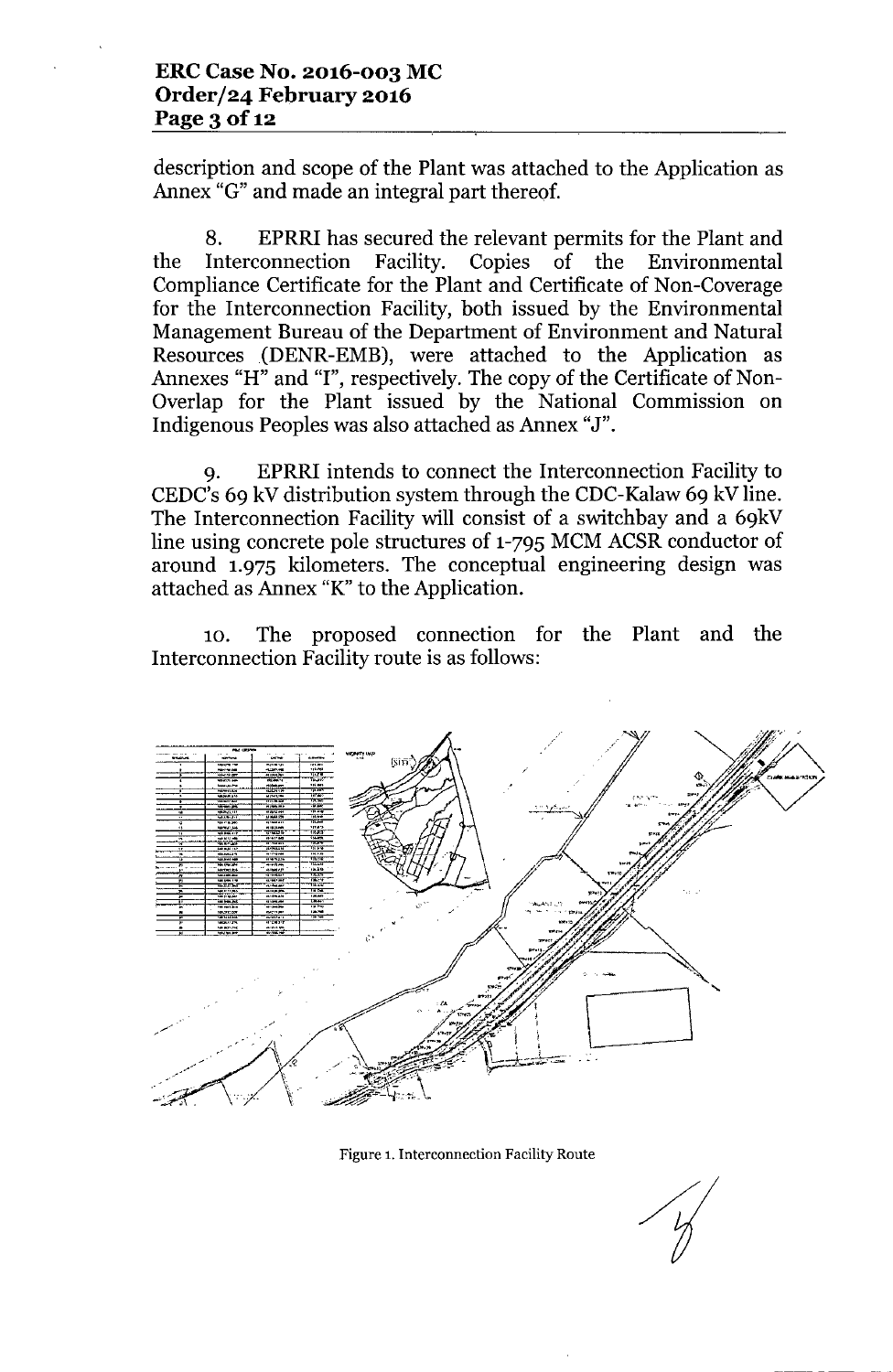description and scope of the Plant was attached to the Application as Annex "G" and made an integral part thereof.

8. EPRRI has secured the relevant permits for the Plant and the Interconnection Facility. Copies of the Environmental Compliance Certificate for the Plant and Certificate of Non-Coverage for the Interconnection Facility, both issued by the Environmental Management Bureau of the Department of Environment and Natural Resources (DENR-EMB), were attached to the Application as Annexes "H" and "I", respectively. The copy of the Certificate of Non-Overlap for the Plant issued by the National Commission on Indigenous Peoples was also attached as Annex "J".

9. EPRRI intends to connect the Interconnection Facility to CEDC's 69 kV distribution system through the CDC-Kalaw 69 kV line. The Interconnection Facility will consist of a switchbay and a 69kV line using concrete pole structures of 1-795 MCM ACSR conductor of around 1.975 kilometers. The conceptual engineering design was attached as Annex "K" to the Application.

10. The proposed connection for the Plant and the Interconnection Facility route is as follows:

Figure 1. Interconnection Facility Route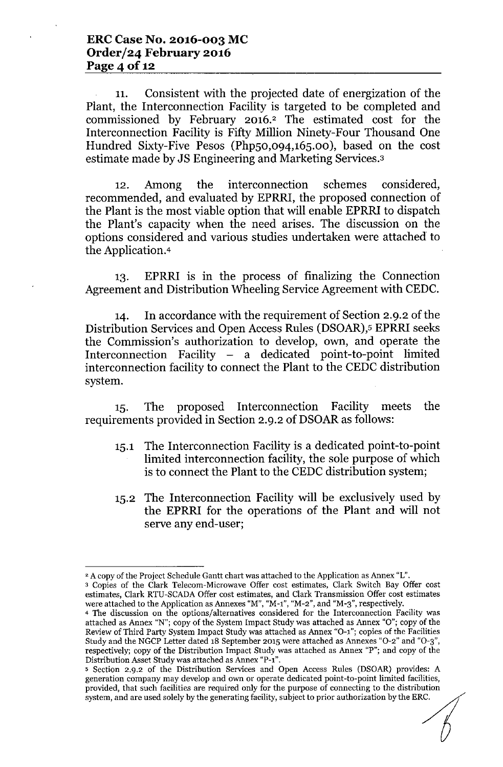11. Consistent with the projected date of energization of the Plant, the Interconnection Facility is targeted to be completed and commissioned by February 2016.[2] The estimated cost for the Interconnection Facility is Fifty Million Ninety-Four Thousand One Hundred Sixty-Five Pesos (Php50,094,165.00), based on the cost estimate made by JS Engineering and Marketing Services.[3]

12. Among the interconnection schemes considered, recommended, and evaluated by EPRRI, the proposed connection of the Plant is the most viable option that will enable EPRRI to dispatch the Plant's capacity when the need arises. The discussion on the options considered and various studies undertaken were attached to the Application.[4]

13. EPRRI is in the process of finalizing the Connection Agreement and Distribution Wheeling Service Agreement with CEDC.

14. In accordance with the requirement of Section 2.9.2 of the Distribution Services and Open Access Rules (DSOAR),[5] EPRRI seeks the Commission's authorization to develop, own, and operate the Interconnection Facility – a dedicated point-to-point limited interconnection facility to connect the Plant to the CEDC distribution system.

15. The proposed Interconnection Facility meets the requirements provided in Section 2.9.2 of DSOAR as follows:

15.1 The Interconnection Facility is a dedicated point-to-point limited interconnection facility, the sole purpose of which is to connect the Plant to the CEDC distribution system;

15.2 The Interconnection Facility will be exclusively used by the EPRRI for the operations of the Plant and will not serve any end-user;

---

[2] A copy of the Project Schedule Gantt chart was attached to the Application as Annex "L".

[3] Copies of the Clark Telecom-Microwave Offer cost estimates, Clark Switch Bay Offer cost estimates, Clark RTU-SCADA Offer cost estimates, and Clark Transmission Offer cost estimates were attached to the Application as Annexes "M", "M-1", "M-2", and "M-3", respectively.

[4] The discussion on the options/alternatives considered for the Interconnection Facility was attached as Annex "N"; copy of the System Impact Study was attached as Annex "O"; copy of the Review of Third Party System Impact Study was attached as Annex "O-1"; copies of the Facilities Study and the NGCP Letter dated 18 September 2015 were attached as Annexes "O-2" and "O-3", respectively; copy of the Distribution Impact Study was attached as Annex "P"; and copy of the Distribution Asset Study was attached as Annex "P-1".

[5] Section 2.9.2 of the Distribution Services and Open Access Rules (DSOAR) provides: A generation company may develop and own or operate dedicated point-to-point limited facilities, provided, that such facilities are required only for the purpose of connecting to the distribution system, and are used solely by the generating facility, subject to prior authorization by the ERC.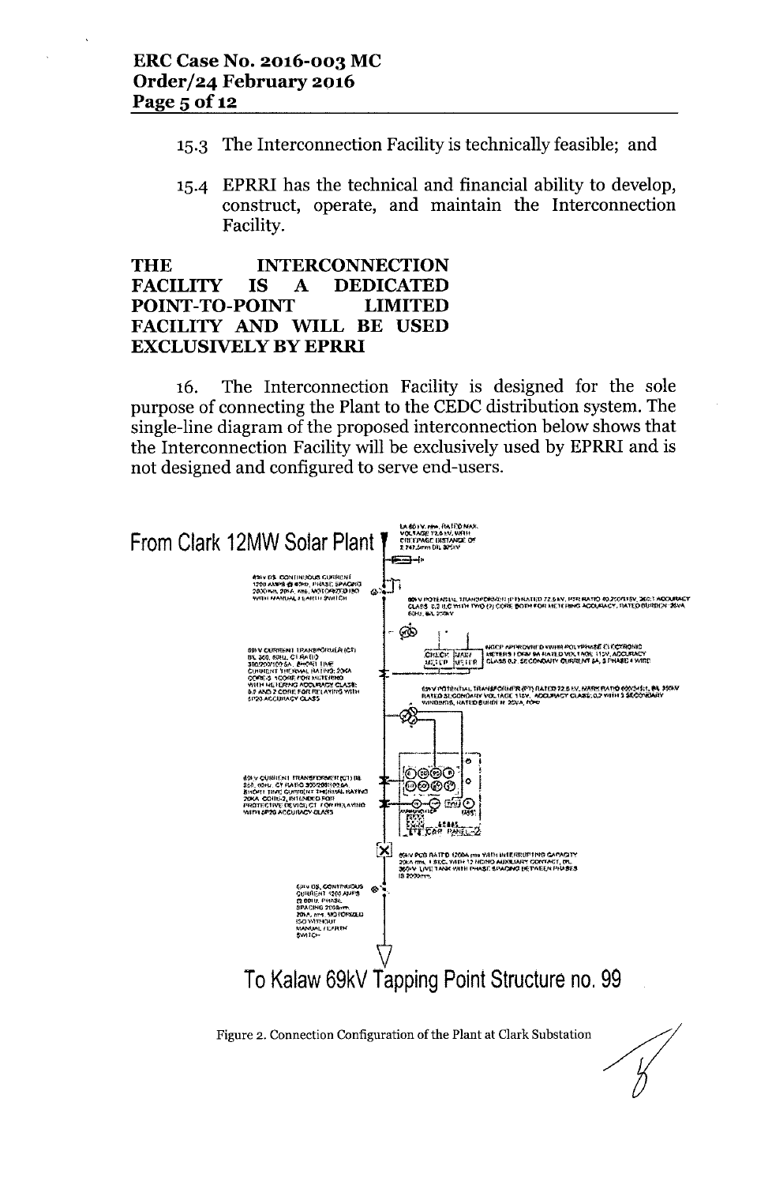15.3 The Interconnection Facility is technically feasible; and

15.4 EPRRI has the technical and financial ability to develop, construct, operate, and maintain the Interconnection Facility.

**THE INTERCONNECTION FACILITY IS A DEDICATED POINT-TO-POINT LIMITED FACILITY AND WILL BE USED EXCLUSIVELY BY EPRRI**

16. The Interconnection Facility is designed for the sole purpose of connecting the Plant to the CEDC distribution system. The single-line diagram of the proposed interconnection below shows that the Interconnection Facility will be exclusively used by EPRRI and is not designed and configured to serve end-users.

From Clark 12MW Solar Plant

To Kalaw 69kV Tapping Point Structure no. 99

Figure 2. Connection Configuration of the Plant at Clark Substation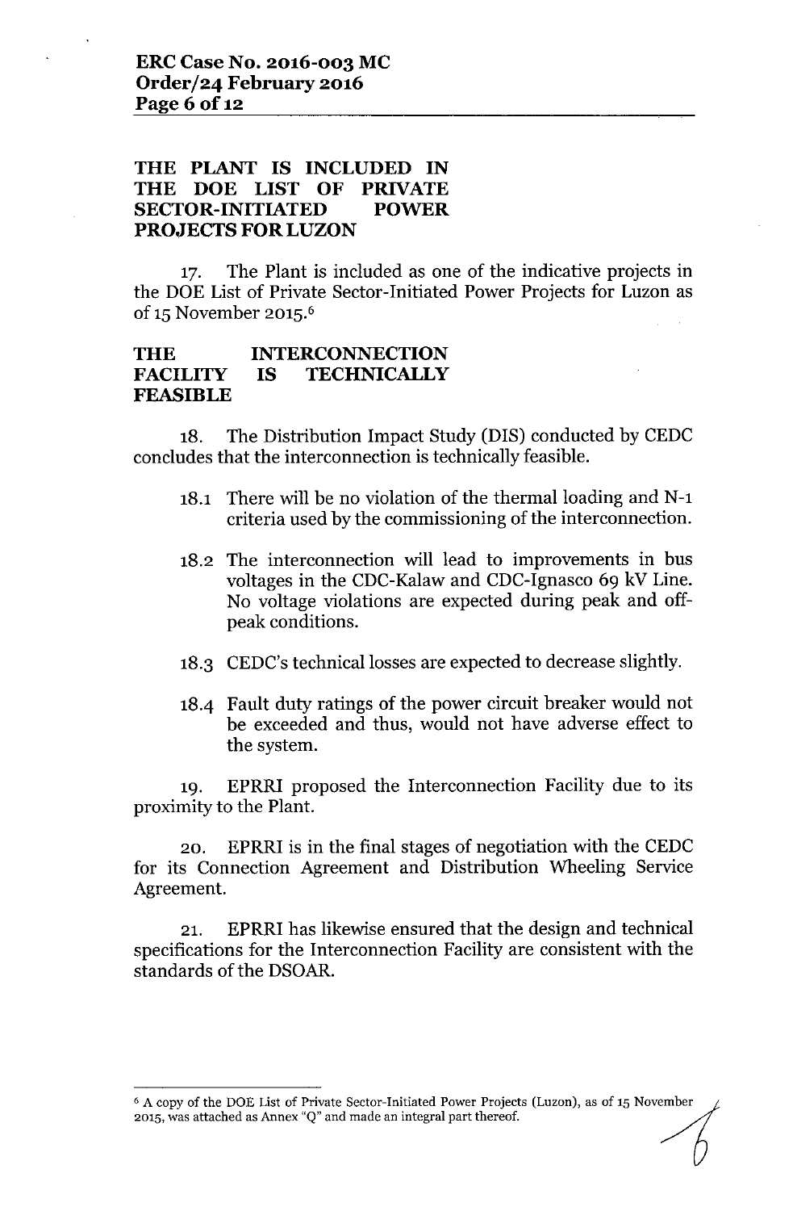**THE PLANT IS INCLUDED IN THE DOE LIST OF PRIVATE SECTOR-INITIATED POWER PROJECTS FOR LUZON**

17. The Plant is included as one of the indicative projects in the DOE List of Private Sector-Initiated Power Projects for Luzon as of 15 November 2015.[6]

**THE INTERCONNECTION FACILITY IS TECHNICALLY FEASIBLE**

18. The Distribution Impact Study (DIS) conducted by CEDC concludes that the interconnection is technically feasible.

18.1 There will be no violation of the thermal loading and N-1 criteria used by the commissioning of the interconnection.

18.2 The interconnection will lead to improvements in bus voltages in the CDC-Kalaw and CDC-Ignasco 69 kV Line. No voltage violations are expected during peak and off-peak conditions.

18.3 CEDC's technical losses are expected to decrease slightly.

18.4 Fault duty ratings of the power circuit breaker would not be exceeded and thus, would not have adverse effect to the system.

19. EPRRI proposed the Interconnection Facility due to its proximity to the Plant.

20. EPRRI is in the final stages of negotiation with the CEDC for its Connection Agreement and Distribution Wheeling Service Agreement.

21. EPRRI has likewise ensured that the design and technical specifications for the Interconnection Facility are consistent with the standards of the DSOAR.

---

[6] A copy of the DOE List of Private Sector-Initiated Power Projects (Luzon), as of 15 November 2015, was attached as Annex "Q" and made an integral part thereof.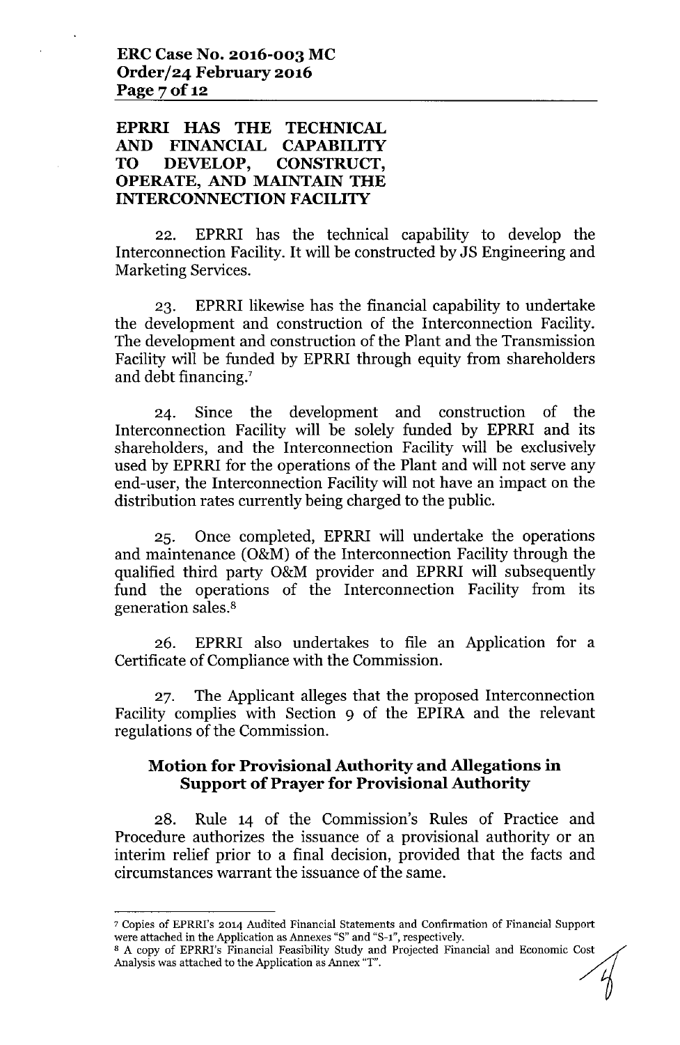**EPRRI HAS THE TECHNICAL AND FINANCIAL CAPABILITY TO DEVELOP, CONSTRUCT, OPERATE, AND MAINTAIN THE INTERCONNECTION FACILITY**

22. EPRRI has the technical capability to develop the Interconnection Facility. It will be constructed by JS Engineering and Marketing Services.

23. EPRRI likewise has the financial capability to undertake the development and construction of the Interconnection Facility. The development and construction of the Plant and the Transmission Facility will be funded by EPRRI through equity from shareholders and debt financing.[7]

24. Since the development and construction of the Interconnection Facility will be solely funded by EPRRI and its shareholders, and the Interconnection Facility will be exclusively used by EPRRI for the operations of the Plant and will not serve any end-user, the Interconnection Facility will not have an impact on the distribution rates currently being charged to the public.

25. Once completed, EPRRI will undertake the operations and maintenance (O&M) of the Interconnection Facility through the qualified third party O&M provider and EPRRI will subsequently fund the operations of the Interconnection Facility from its generation sales.[8]

26. EPRRI also undertakes to file an Application for a Certificate of Compliance with the Commission.

27. The Applicant alleges that the proposed Interconnection Facility complies with Section 9 of the EPIRA and the relevant regulations of the Commission.

## Motion for Provisional Authority and Allegations in Support of Prayer for Provisional Authority

28. Rule 14 of the Commission's Rules of Practice and Procedure authorizes the issuance of a provisional authority or an interim relief prior to a final decision, provided that the facts and circumstances warrant the issuance of the same.

---

[7] Copies of EPRRI's 2014 Audited Financial Statements and Confirmation of Financial Support were attached in the Application as Annexes "S" and "S-1", respectively.

[8] A copy of EPRRI's Financial Feasibility Study and Projected Financial and Economic Cost Analysis was attached to the Application as Annex "T".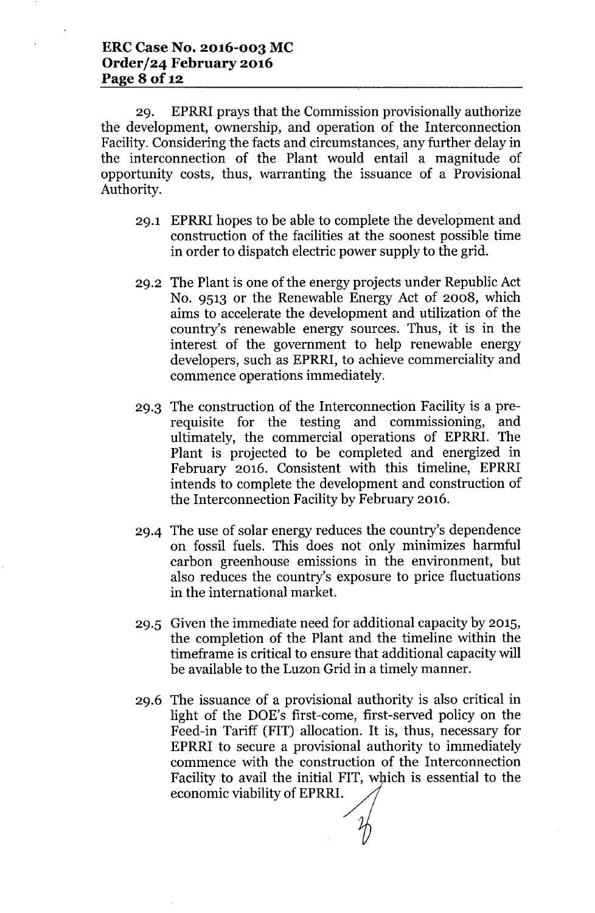29. EPRRI prays that the Commission provisionally authorize the development, ownership, and operation of the Interconnection Facility. Considering the facts and circumstances, any further delay in the interconnection of the Plant would entail a magnitude of opportunity costs, thus, warranting the issuance of a Provisional Authority.

29.1 EPRRI hopes to be able to complete the development and construction of the facilities at the soonest possible time in order to dispatch electric power supply to the grid.

29.2 The Plant is one of the energy projects under Republic Act No. 9513 or the Renewable Energy Act of 2008, which aims to accelerate the development and utilization of the country's renewable energy sources. Thus, it is in the interest of the government to help renewable energy developers, such as EPRRI, to achieve commerciality and commence operations immediately.

29.3 The construction of the Interconnection Facility is a pre-requisite for the testing and commissioning, and ultimately, the commercial operations of EPRRI. The Plant is projected to be completed and energized in February 2016. Consistent with this timeline, EPRRI intends to complete the development and construction of the Interconnection Facility by February 2016.

29.4 The use of solar energy reduces the country's dependence on fossil fuels. This does not only minimizes harmful carbon greenhouse emissions in the environment, but also reduces the country's exposure to price fluctuations in the international market.

29.5 Given the immediate need for additional capacity by 2015, the completion of the Plant and the timeline within the timeframe is critical to ensure that additional capacity will be available to the Luzon Grid in a timely manner.

29.6 The issuance of a provisional authority is also critical in light of the DOE's first-come, first-served policy on the Feed-in Tariff (FIT) allocation. It is, thus, necessary for EPRRI to secure a provisional authority to immediately commence with the construction of the Interconnection Facility to avail the initial FIT, which is essential to the economic viability of EPRRI.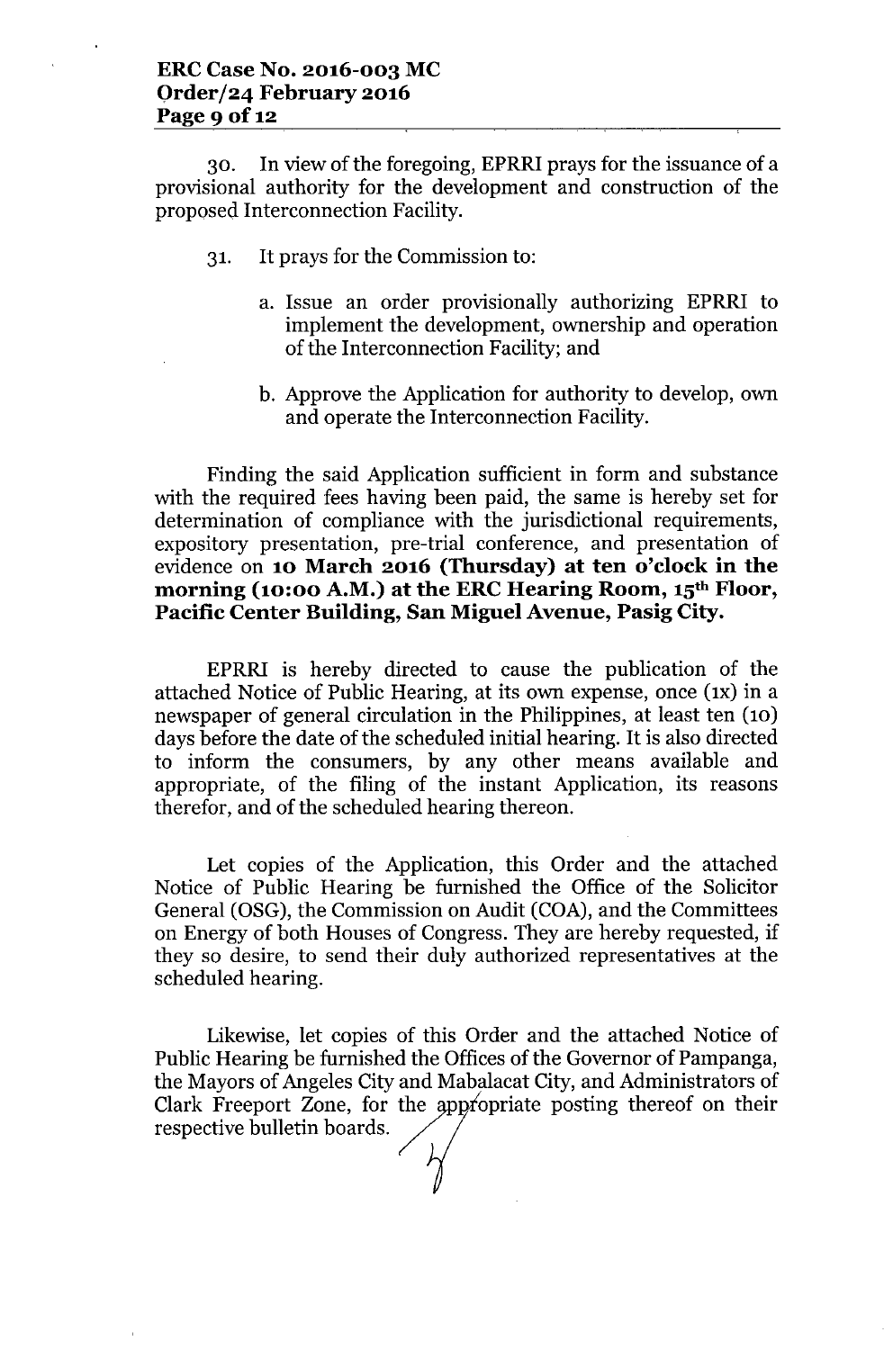30. In view of the foregoing, EPRRI prays for the issuance of a provisional authority for the development and construction of the proposed Interconnection Facility.

31. It prays for the Commission to:

   a. Issue an order provisionally authorizing EPRRI to implement the development, ownership and operation of the Interconnection Facility; and

   b. Approve the Application for authority to develop, own and operate the Interconnection Facility.

Finding the said Application sufficient in form and substance with the required fees having been paid, the same is hereby set for determination of compliance with the jurisdictional requirements, expository presentation, pre-trial conference, and presentation of evidence on **10 March 2016 (Thursday) at ten o'clock in the morning (10:00 A.M.) at the ERC Hearing Room, 15th Floor, Pacific Center Building, San Miguel Avenue, Pasig City.**

EPRRI is hereby directed to cause the publication of the attached Notice of Public Hearing, at its own expense, once (1x) in a newspaper of general circulation in the Philippines, at least ten (10) days before the date of the scheduled initial hearing. It is also directed to inform the consumers, by any other means available and appropriate, of the filing of the instant Application, its reasons therefor, and of the scheduled hearing thereon.

Let copies of the Application, this Order and the attached Notice of Public Hearing be furnished the Office of the Solicitor General (OSG), the Commission on Audit (COA), and the Committees on Energy of both Houses of Congress. They are hereby requested, if they so desire, to send their duly authorized representatives at the scheduled hearing.

Likewise, let copies of this Order and the attached Notice of Public Hearing be furnished the Offices of the Governor of Pampanga, the Mayors of Angeles City and Mabalacat City, and Administrators of Clark Freeport Zone, for the appropriate posting thereof on their respective bulletin boards.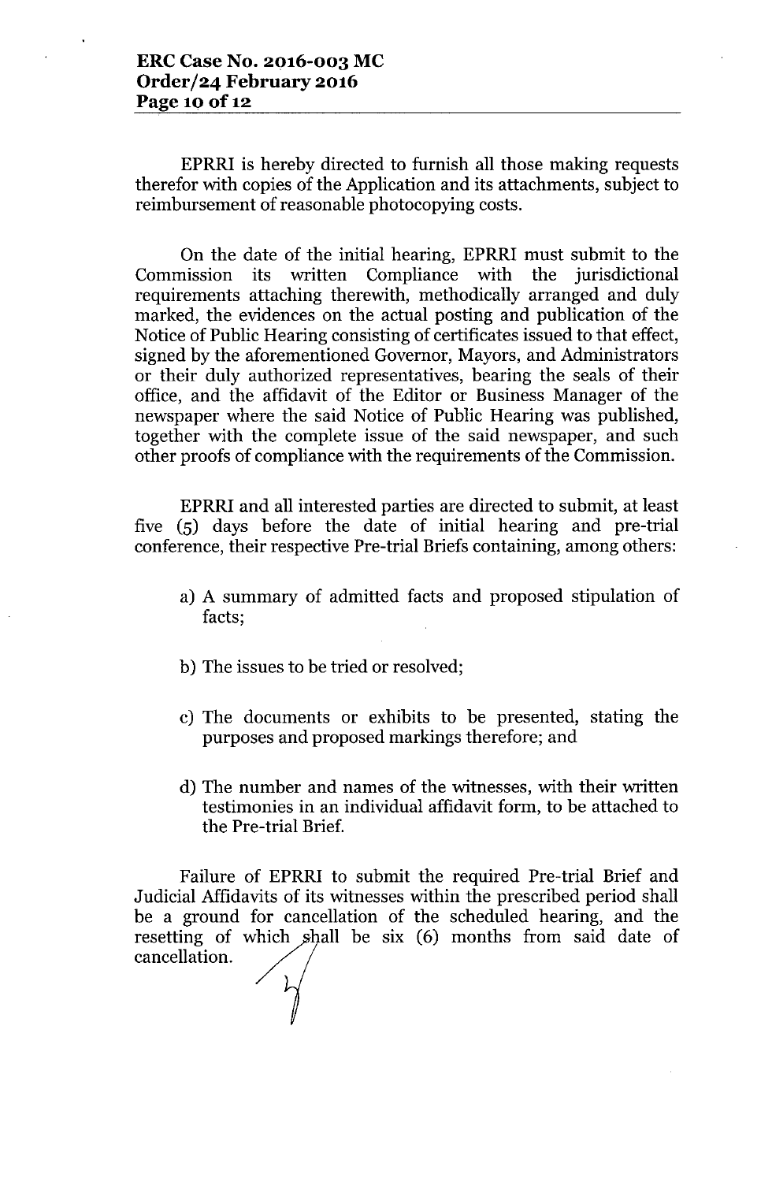EPRRI is hereby directed to furnish all those making requests therefor with copies of the Application and its attachments, subject to reimbursement of reasonable photocopying costs.

On the date of the initial hearing, EPRRI must submit to the Commission its written Compliance with the jurisdictional requirements attaching therewith, methodically arranged and duly marked, the evidences on the actual posting and publication of the Notice of Public Hearing consisting of certificates issued to that effect, signed by the aforementioned Governor, Mayors, and Administrators or their duly authorized representatives, bearing the seals of their office, and the affidavit of the Editor or Business Manager of the newspaper where the said Notice of Public Hearing was published, together with the complete issue of the said newspaper, and such other proofs of compliance with the requirements of the Commission.

EPRRI and all interested parties are directed to submit, at least five (5) days before the date of initial hearing and pre-trial conference, their respective Pre-trial Briefs containing, among others:

a) A summary of admitted facts and proposed stipulation of facts;

b) The issues to be tried or resolved;

c) The documents or exhibits to be presented, stating the purposes and proposed markings therefore; and

d) The number and names of the witnesses, with their written testimonies in an individual affidavit form, to be attached to the Pre-trial Brief.

Failure of EPRRI to submit the required Pre-trial Brief and Judicial Affidavits of its witnesses within the prescribed period shall be a ground for cancellation of the scheduled hearing, and the resetting of which shall be six (6) months from said date of cancellation.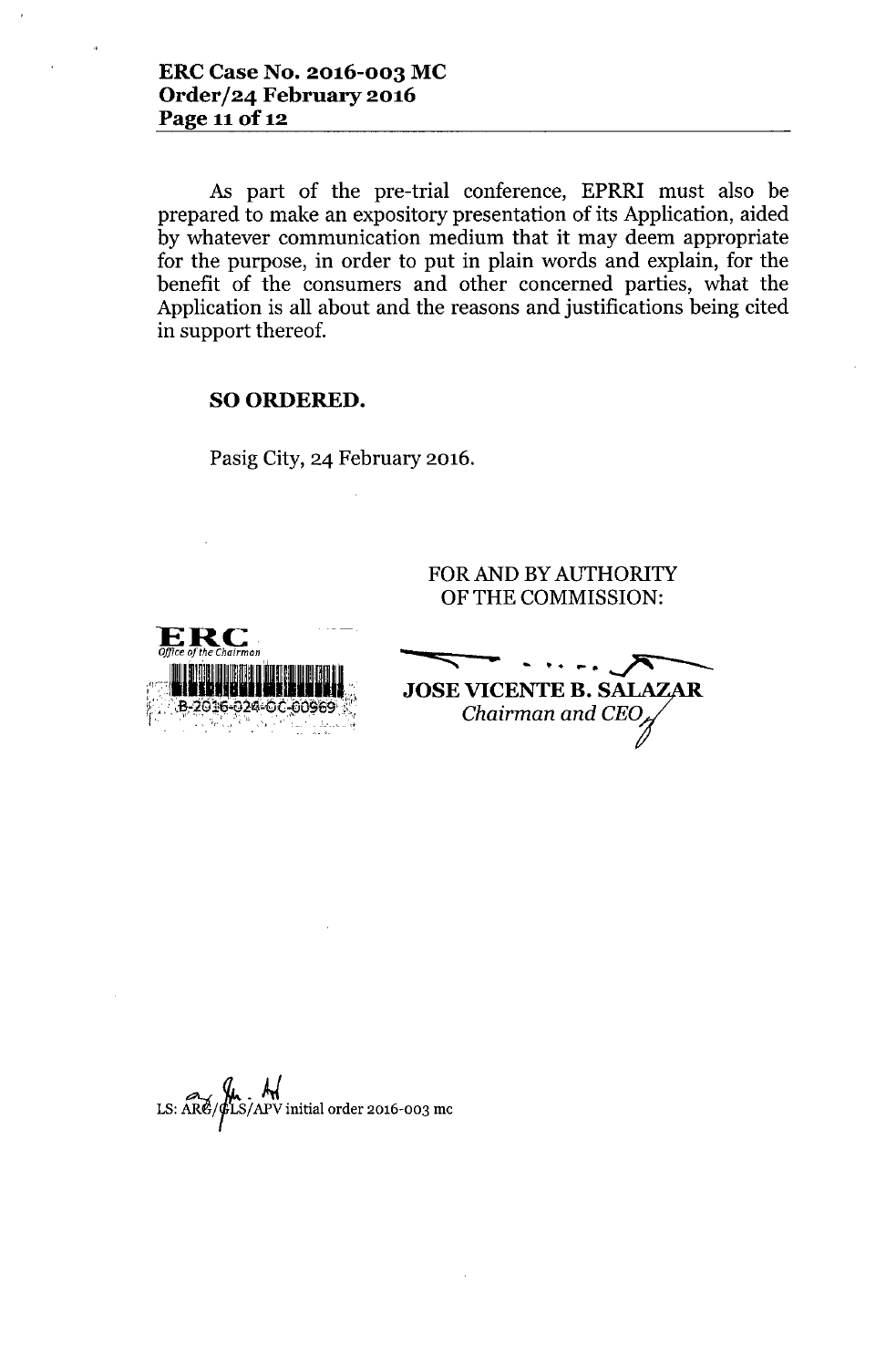As part of the pre-trial conference, EPRRI must also be prepared to make an expository presentation of its Application, aided by whatever communication medium that it may deem appropriate for the purpose, in order to put in plain words and explain, for the benefit of the consumers and other concerned parties, what the Application is all about and the reasons and justifications being cited in support thereof.

**SO ORDERED.**

Pasig City, 24 February 2016.

FOR AND BY AUTHORITY OF THE COMMISSION:

**JOSE VICENTE B. SALAZAR**
*Chairman and CEO*

ERC
*Office of the Chairman*
B-2016-024-OC-00969

LS: ARG/GLS/APV initial order 2016-003 mc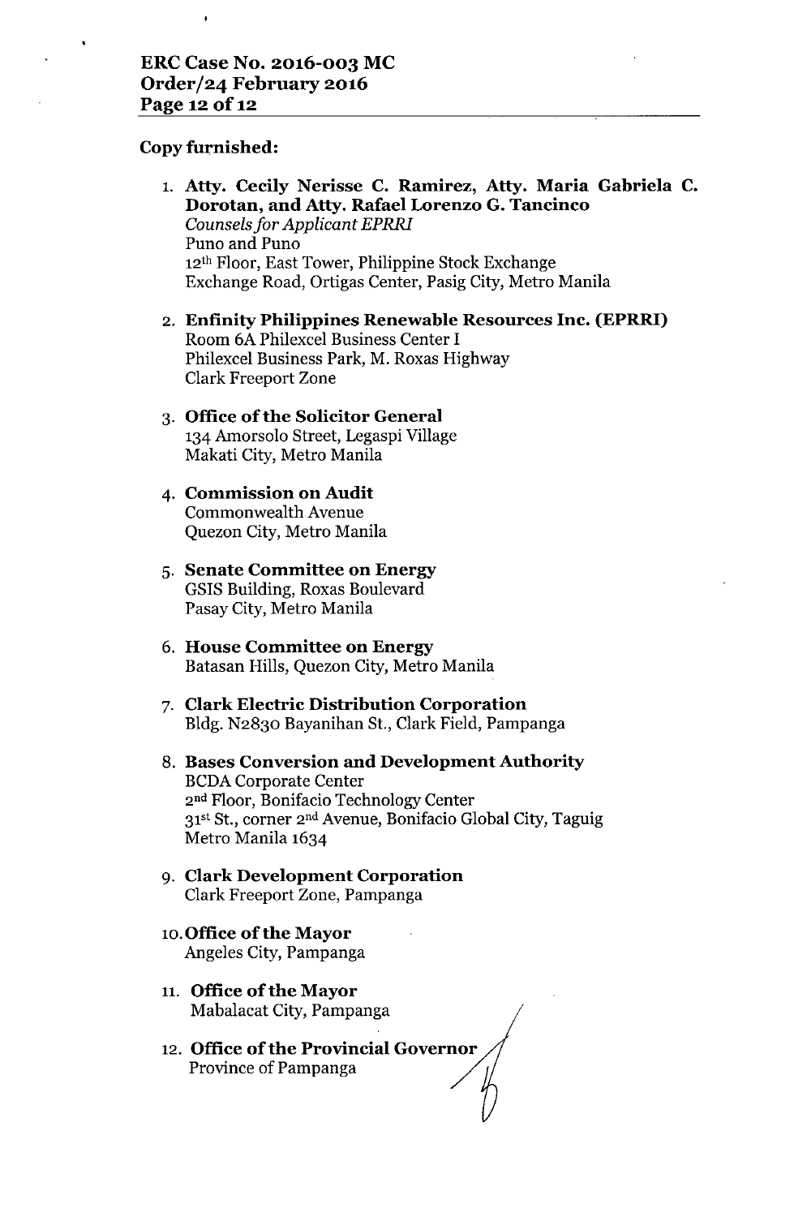**Copy furnished:**

1. **Atty. Cecily Nerisse C. Ramirez, Atty. Maria Gabriela C. Dorotan, and Atty. Rafael Lorenzo G. Tancinco**
   *Counsels for Applicant EPRRI*
   Puno and Puno
   12th Floor, East Tower, Philippine Stock Exchange
   Exchange Road, Ortigas Center, Pasig City, Metro Manila

2. **Enfinity Philippines Renewable Resources Inc. (EPRRI)**
   Room 6A Philexcel Business Center I
   Philexcel Business Park, M. Roxas Highway
   Clark Freeport Zone

3. **Office of the Solicitor General**
   134 Amorsolo Street, Legaspi Village
   Makati City, Metro Manila

4. **Commission on Audit**
   Commonwealth Avenue
   Quezon City, Metro Manila

5. **Senate Committee on Energy**
   GSIS Building, Roxas Boulevard
   Pasay City, Metro Manila

6. **House Committee on Energy**
   Batasan Hills, Quezon City, Metro Manila

7. **Clark Electric Distribution Corporation**
   Bldg. N2830 Bayanihan St., Clark Field, Pampanga

8. **Bases Conversion and Development Authority**
   BCDA Corporate Center
   2nd Floor, Bonifacio Technology Center
   31st St., corner 2nd Avenue, Bonifacio Global City, Taguig
   Metro Manila 1634

9. **Clark Development Corporation**
   Clark Freeport Zone, Pampanga

10. **Office of the Mayor**
    Angeles City, Pampanga

11. **Office of the Mayor**
    Mabalacat City, Pampanga

12. **Office of the Provincial Governor**
    Province of Pampanga